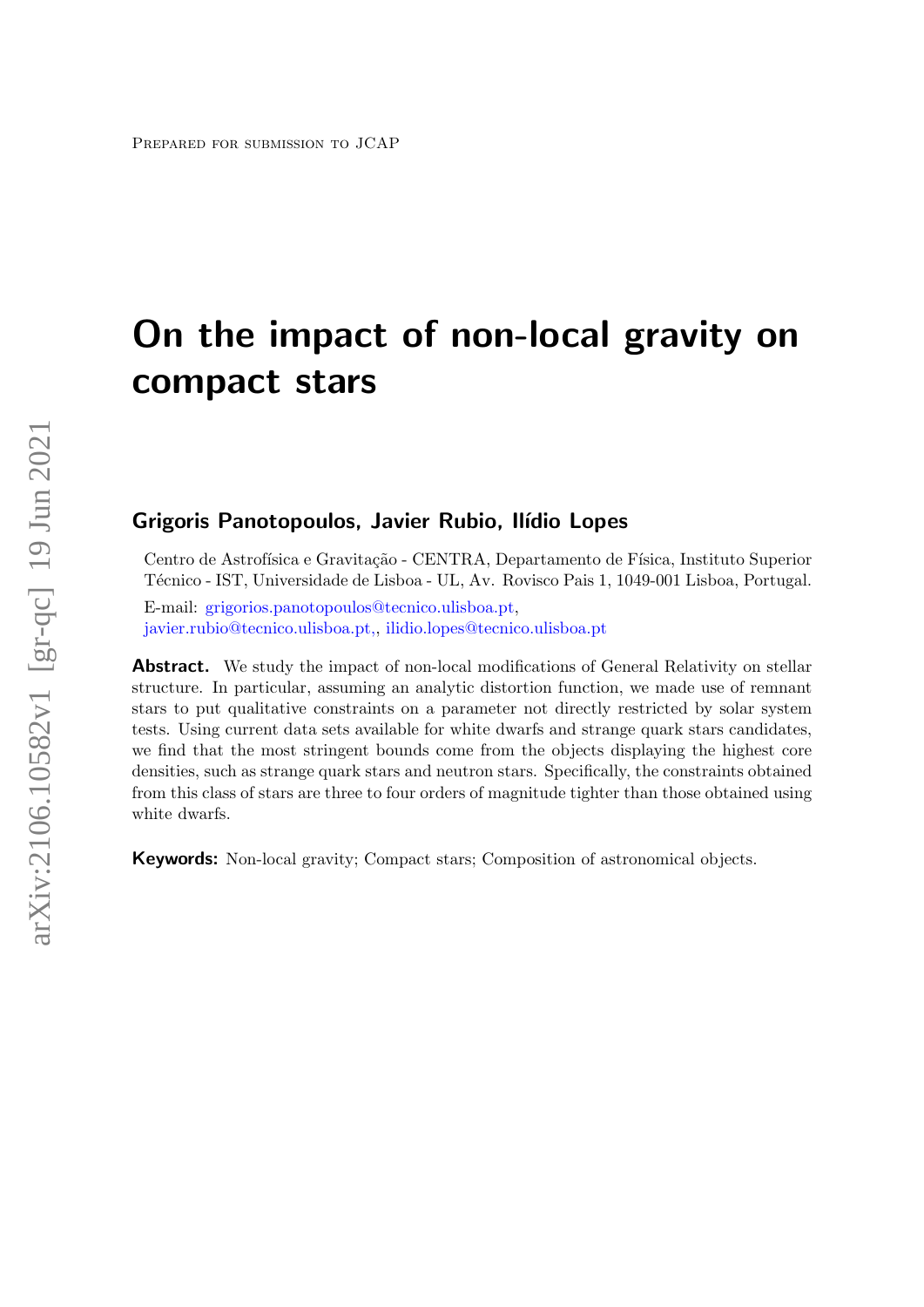Prepared for submission to JCAP

# On the impact of non-local gravity on compact stars

**Grigoris Panotopoulos, Javier Rubio, Ilídio Lopes**

Centro de Astrofísica e Gravitação - CENTRA, Departamento de Física, Instituto Superior Técnico - IST, Universidade de Lisboa - UL, Av. Rovisco Pais 1, 1049-001 Lisboa, Portugal.

E-mail: grigorios.panotopoulos@tecnico.ulisboa.pt, javier.rubio@tecnico.ulisboa.pt,, ilidio.lopes@tecnico.ulisboa.pt

**Abstract.** We study the impact of non-local modifications of General Relativity on stellar structure. In particular, assuming an analytic distortion function, we made use of remnant stars to put qualitative constraints on a parameter not directly restricted by solar system tests. Using current data sets available for white dwarfs and strange quark stars candidates, we find that the most stringent bounds come from the objects displaying the highest core densities, such as strange quark stars and neutron stars. Specifically, the constraints obtained from this class of stars are three to four orders of magnitude tighter than those obtained using white dwarfs.

**Keywords:** Non-local gravity; Compact stars; Composition of astronomical objects.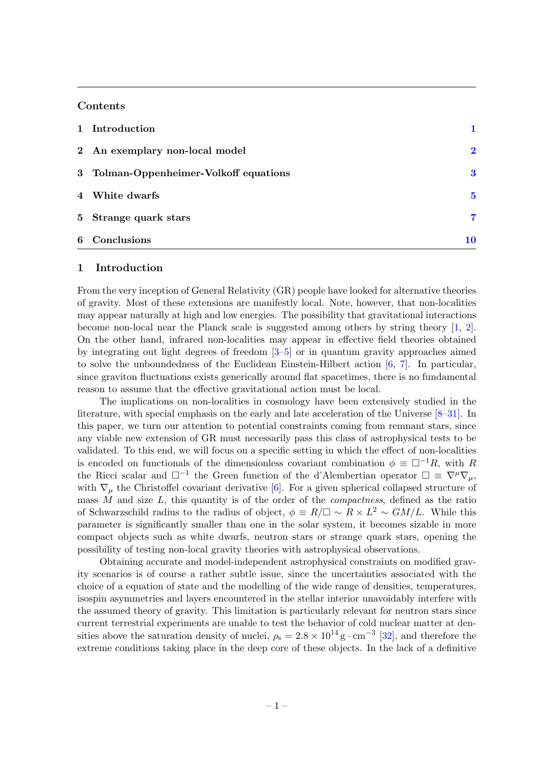## Contents

| | | |
|---|---|---|
| 1 | Introduction | 1 |
| 2 | An exemplary non-local model | 2 |
| 3 | Tolman-Oppenheimer-Volkoff equations | 3 |
| 4 | White dwarfs | 5 |
| 5 | Strange quark stars | 7 |
| 6 | Conclusions | 10 |

## 1 Introduction

From the very inception of General Relativity (GR) people have looked for alternative theories of gravity. Most of these extensions are manifestly local. Note, however, that non-localities may appear naturally at high and low energies. The possibility that gravitational interactions become non-local near the Planck scale is suggested among others by string theory [1, 2]. On the other hand, infrared non-localities may appear in effective field theories obtained by integrating out light degrees of freedom [3–5] or in quantum gravity approaches aimed to solve the unboundedness of the Euclidean Einstein-Hilbert action [6, 7]. In particular, since graviton fluctuations exists generically around flat spacetimes, there is no fundamental reason to assume that the effective gravitational action must be local.

The implications on non-localities in cosmology have been extensively studied in the literature, with special emphasis on the early and late acceleration of the Universe [8–31]. In this paper, we turn our attention to potential constraints coming from remnant stars, since any viable new extension of GR must necessarily pass this class of astrophysical tests to be validated. To this end, we will focus on a specific setting in which the effect of non-localities is encoded on functionals of the dimensionless covariant combination $\phi \equiv \Box^{-1}R$, with $R$ the Ricci scalar and $\Box^{-1}$ the Green function of the d'Alembertian operator $\Box \equiv \nabla^\mu\nabla_\mu$, with $\nabla_\mu$ the Christoffel covariant derivative [6]. For a given spherical collapsed structure of mass $M$ and size $L$, this quantity is of the order of the *compactness*, defined as the ratio of Schwarzschild radius to the radius of object, $\phi \equiv R/\Box \sim R \times L^2 \sim GM/L$. While this parameter is significantly smaller than one in the solar system, it becomes sizable in more compact objects such as white dwarfs, neutron stars or strange quark stars, opening the possibility of testing non-local gravity theories with astrophysical observations.

Obtaining accurate and model-independent astrophysical constraints on modified gravity scenarios is of course a rather subtle issue, since the uncertainties associated with the choice of a equation of state and the modelling of the wide range of densities, temperatures, isospin asymmetries and layers encountered in the stellar interior unavoidably interfere with the assumed theory of gravity. This limitation is particularly relevant for neutron stars since current terrestrial experiments are unable to test the behavior of cold nuclear matter at densities above the saturation density of nuclei, $\rho_s = 2.8 \times 10^{14}\,\mathrm{g \cdot cm^{-3}}$ [32], and therefore the extreme conditions taking place in the deep core of these objects. In the lack of a definitive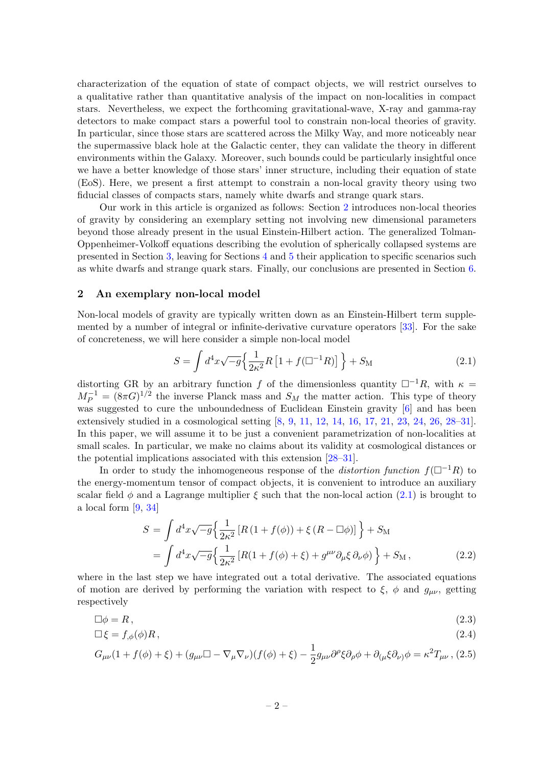characterization of the equation of state of compact objects, we will restrict ourselves to a qualitative rather than quantitative analysis of the impact on non-localities in compact stars. Nevertheless, we expect the forthcoming gravitational-wave, X-ray and gamma-ray detectors to make compact stars a powerful tool to constrain non-local theories of gravity. In particular, since those stars are scattered across the Milky Way, and more noticeably near the supermassive black hole at the Galactic center, they can validate the theory in different environments within the Galaxy. Moreover, such bounds could be particularly insightful once we have a better knowledge of those stars' inner structure, including their equation of state (EoS). Here, we present a first attempt to constrain a non-local gravity theory using two fiducial classes of compacts stars, namely white dwarfs and strange quark stars.

Our work in this article is organized as follows: Section 2 introduces non-local theories of gravity by considering an exemplary setting not involving new dimensional parameters beyond those already present in the usual Einstein-Hilbert action. The generalized Tolman-Oppenheimer-Volkoff equations describing the evolution of spherically collapsed systems are presented in Section 3, leaving for Sections 4 and 5 their application to specific scenarios such as white dwarfs and strange quark stars. Finally, our conclusions are presented in Section 6.

## 2 An exemplary non-local model

Non-local models of gravity are typically written down as an Einstein-Hilbert term supplemented by a number of integral or infinite-derivative curvature operators [33]. For the sake of concreteness, we will here consider a simple non-local model

$$S = \int d^4x\sqrt{-g}\Big\{\frac{1}{2\kappa^2}R\left[1+f(\Box^{-1}R)\right]\Big\} + S_{\rm M} \tag{2.1}$$

distorting GR by an arbitrary function $f$ of the dimensionless quantity $\Box^{-1}R$, with $\kappa = M_P^{-1} = (8\pi G)^{1/2}$ the inverse Planck mass and $S_M$ the matter action. This type of theory was suggested to cure the unboundedness of Euclidean Einstein gravity [6] and has been extensively studied in a cosmological setting [8, 9, 11, 12, 14, 16, 17, 21, 23, 24, 26, 28–31]. In this paper, we will assume it to be just a convenient parametrization of non-localities at small scales. In particular, we make no claims about its validity at cosmological distances or the potential implications associated with this extension [28–31].

In order to study the inhomogeneous response of the *distortion function* $f(\Box^{-1}R)$ to the energy-momentum tensor of compact objects, it is convenient to introduce an auxiliary scalar field $\phi$ and a Lagrange multiplier $\xi$ such that the non-local action (2.1) is brought to a local form [9, 34]

$$\begin{aligned} S &= \int d^4x\sqrt{-g}\Big\{\frac{1}{2\kappa^2}\left[R\left(1+f(\phi)\right)+\xi\left(R-\Box\phi\right)\right]\Big\} + S_{\rm M} \\ &= \int d^4x\sqrt{-g}\Big\{\frac{1}{2\kappa^2}\left[R(1+f(\phi)+\xi)+g^{\mu\nu}\partial_\mu\xi\,\partial_\nu\phi\right)\Big\} + S_{\rm M}\,, \end{aligned} \tag{2.2}$$

where in the last step we have integrated out a total derivative. The associated equations of motion are derived by performing the variation with respect to $\xi$, $\phi$ and $g_{\mu\nu}$, getting respectively

$$\Box\phi = R\,, \tag{2.3}$$

$$\Box\xi = f_{,\phi}(\phi)R\,, \tag{2.4}$$

$$G_{\mu\nu}(1+f(\phi)+\xi) + (g_{\mu\nu}\Box - \nabla_\mu\nabla_\nu)(f(\phi)+\xi) - \frac{1}{2}g_{\mu\nu}\partial^\rho\xi\partial_\rho\phi + \partial_{(\mu}\xi\partial_{\nu)}\phi = \kappa^2 T_{\mu\nu}\,, \tag{2.5}$$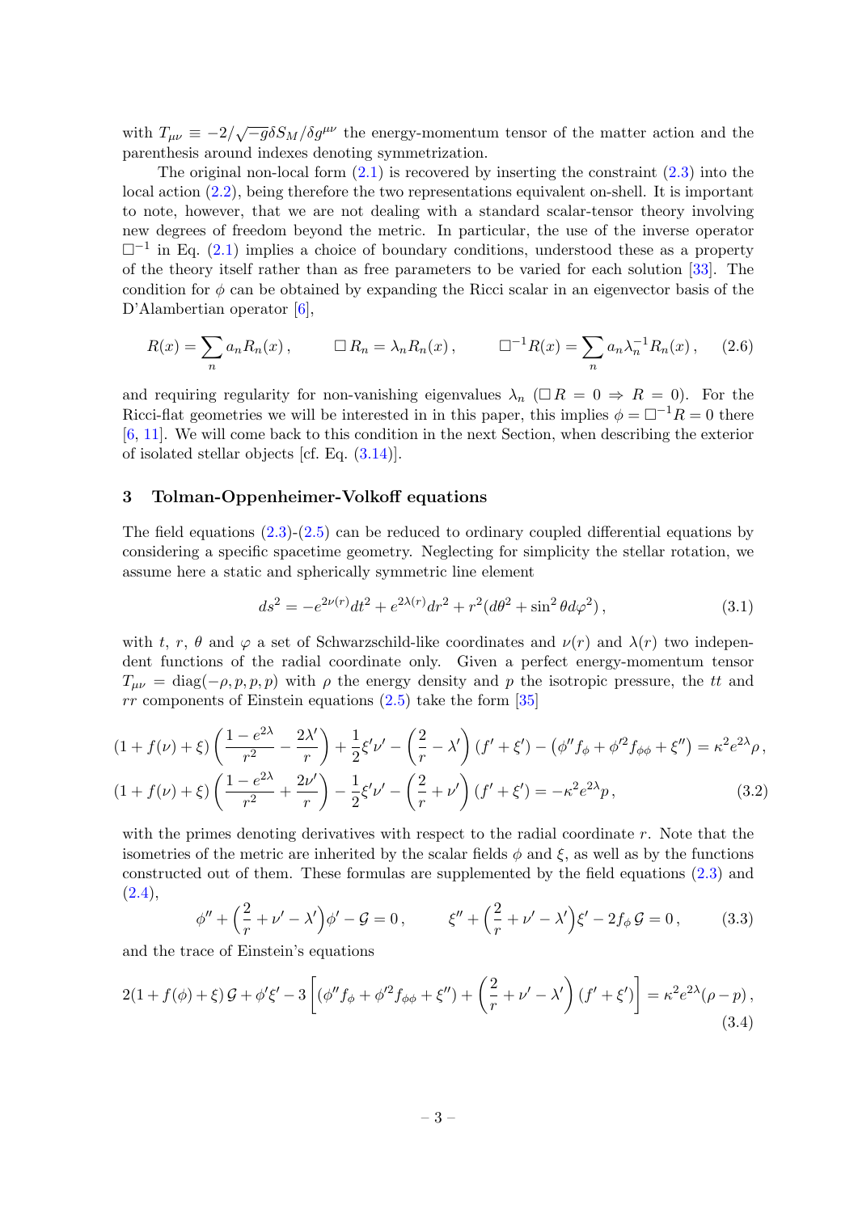with $T_{\mu\nu} \equiv -2/\sqrt{-g}\delta S_M/\delta g^{\mu\nu}$ the energy-momentum tensor of the matter action and the parenthesis around indexes denoting symmetrization.

The original non-local form (2.1) is recovered by inserting the constraint (2.3) into the local action (2.2), being therefore the two representations equivalent on-shell. It is important to note, however, that we are not dealing with a standard scalar-tensor theory involving new degrees of freedom beyond the metric. In particular, the use of the inverse operator $\Box^{-1}$ in Eq. (2.1) implies a choice of boundary conditions, understood these as a property of the theory itself rather than as free parameters to be varied for each solution [33]. The condition for $\phi$ can be obtained by expanding the Ricci scalar in an eigenvector basis of the D'Alambertian operator [6],

$$R(x) = \sum_n a_n R_n(x)\,, \qquad \Box\, R_n = \lambda_n R_n(x)\,, \qquad \Box^{-1} R(x) = \sum_n a_n \lambda_n^{-1} R_n(x)\,, \tag{2.6}$$

and requiring regularity for non-vanishing eigenvalues $\lambda_n$ ($\Box\, R = 0 \Rightarrow R = 0$). For the Ricci-flat geometries we will be interested in in this paper, this implies $\phi = \Box^{-1} R = 0$ there [6, 11]. We will come back to this condition in the next Section, when describing the exterior of isolated stellar objects [cf. Eq. (3.14)].

## 3 Tolman-Oppenheimer-Volkoff equations

The field equations (2.3)-(2.5) can be reduced to ordinary coupled differential equations by considering a specific spacetime geometry. Neglecting for simplicity the stellar rotation, we assume here a static and spherically symmetric line element

$$ds^2 = -e^{2\nu(r)}dt^2 + e^{2\lambda(r)}dr^2 + r^2(d\theta^2 + \sin^2\theta d\varphi^2)\,, \tag{3.1}$$

with $t$, $r$, $\theta$ and $\varphi$ a set of Schwarzschild-like coordinates and $\nu(r)$ and $\lambda(r)$ two independent functions of the radial coordinate only. Given a perfect energy-momentum tensor $T_{\mu\nu} = \text{diag}(-\rho, p, p, p)$ with $\rho$ the energy density and $p$ the isotropic pressure, the $tt$ and $rr$ components of Einstein equations (2.5) take the form [35]

$$\begin{aligned}
&(1 + f(\nu) + \xi)\left(\frac{1-e^{2\lambda}}{r^2} - \frac{2\lambda'}{r}\right) + \frac{1}{2}\xi'\nu' - \left(\frac{2}{r} - \lambda'\right)(f' + \xi') - \left(\phi'' f_\phi + \phi'^2 f_{\phi\phi} + \xi''\right) = \kappa^2 e^{2\lambda}\rho\,,\\
&(1 + f(\nu) + \xi)\left(\frac{1-e^{2\lambda}}{r^2} + \frac{2\nu'}{r}\right) - \frac{1}{2}\xi'\nu' - \left(\frac{2}{r} + \nu'\right)(f' + \xi') = -\kappa^2 e^{2\lambda}p\,,
\end{aligned} \tag{3.2}$$

with the primes denoting derivatives with respect to the radial coordinate $r$. Note that the isometries of the metric are inherited by the scalar fields $\phi$ and $\xi$, as well as by the functions constructed out of them. These formulas are supplemented by the field equations (2.3) and (2.4),

$$\phi'' + \left(\frac{2}{r} + \nu' - \lambda'\right)\phi' - \mathcal{G} = 0\,, \qquad \xi'' + \left(\frac{2}{r} + \nu' - \lambda'\right)\xi' - 2 f_\phi\, \mathcal{G} = 0\,, \tag{3.3}$$

and the trace of Einstein's equations

$$2(1 + f(\phi) + \xi)\,\mathcal{G} + \phi'\xi' - 3\left[(\phi'' f_\phi + \phi'^2 f_{\phi\phi} + \xi'') + \left(\frac{2}{r} + \nu' - \lambda'\right)(f' + \xi')\right] = \kappa^2 e^{2\lambda}(\rho - p)\,, \tag{3.4}$$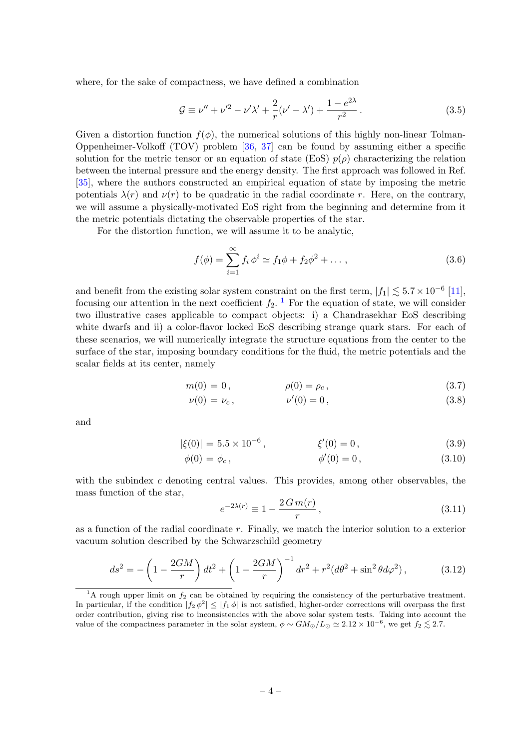where, for the sake of compactness, we have defined a combination

$$\mathcal{G} \equiv \nu'' + \nu'^2 - \nu'\lambda' + \frac{2}{r}(\nu' - \lambda') + \frac{1 - e^{2\lambda}}{r^2} \, . \tag{3.5}$$

Given a distortion function $f(\phi)$, the numerical solutions of this highly non-linear Tolman-Oppenheimer-Volkoff (TOV) problem [36, 37] can be found by assuming either a specific solution for the metric tensor or an equation of state (EoS) $p(\rho)$ characterizing the relation between the internal pressure and the energy density. The first approach was followed in Ref. [35], where the authors constructed an empirical equation of state by imposing the metric potentials $\lambda(r)$ and $\nu(r)$ to be quadratic in the radial coordinate $r$. Here, on the contrary, we will assume a physically-motivated EoS right from the beginning and determine from it the metric potentials dictating the observable properties of the star.

For the distortion function, we will assume it to be analytic,

$$f(\phi) = \sum_{i=1}^{\infty} f_i \, \phi^i \simeq f_1 \phi + f_2 \phi^2 + \dots \, , \tag{3.6}$$

and benefit from the existing solar system constraint on the first term, $|f_1| \lesssim 5.7 \times 10^{-6}$ [11], focusing our attention in the next coefficient $f_2$. [1] For the equation of state, we will consider two illustrative cases applicable to compact objects: i) a Chandrasekhar EoS describing white dwarfs and ii) a color-flavor locked EoS describing strange quark stars. For each of these scenarios, we will numerically integrate the structure equations from the center to the surface of the star, imposing boundary conditions for the fluid, the metric potentials and the scalar fields at its center, namely

$$m(0) = 0 \, , \qquad \rho(0) = \rho_c \, , \tag{3.7}$$

$$\nu(0) = \nu_c \, , \qquad \nu'(0) = 0 \, , \tag{3.8}$$

and

$$|\xi(0)| = 5.5 \times 10^{-6} \, , \qquad \xi'(0) = 0 \, , \tag{3.9}$$

$$\phi(0) = \phi_c \, , \qquad \phi'(0) = 0 \, , \tag{3.10}$$

with the subindex $c$ denoting central values. This provides, among other observables, the mass function of the star,

$$e^{-2\lambda(r)} \equiv 1 - \frac{2\, G\, m(r)}{r} \, , \tag{3.11}$$

as a function of the radial coordinate $r$. Finally, we match the interior solution to a exterior vacuum solution described by the Schwarzschild geometry

$$ds^2 = -\left(1 - \frac{2GM}{r}\right) dt^2 + \left(1 - \frac{2GM}{r}\right)^{-1} dr^2 + r^2(d\theta^2 + \sin^2\theta d\varphi^2) \, , \tag{3.12}$$

[1] A rough upper limit on $f_2$ can be obtained by requiring the consistency of the perturbative treatment. In particular, if the condition $|f_2\, \phi^2| \leq |f_1\, \phi|$ is not satisfied, higher-order corrections will overpass the first order contribution, giving rise to inconsistencies with the above solar system tests. Taking into account the value of the compactness parameter in the solar system, $\phi \sim GM_\odot/L_\odot \simeq 2.12 \times 10^{-6}$, we get $f_2 \lesssim 2.7$.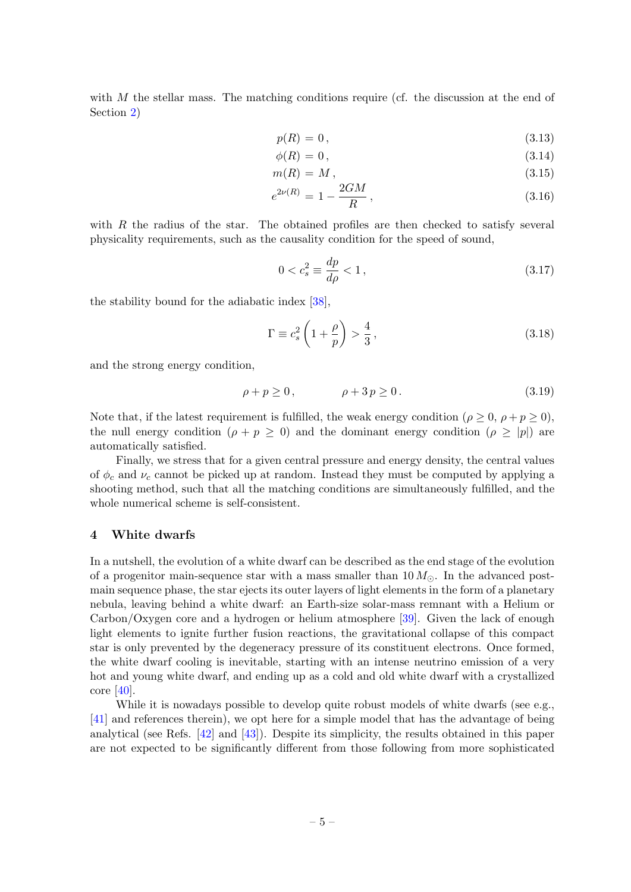with $M$ the stellar mass. The matching conditions require (cf. the discussion at the end of Section 2)

$$p(R) = 0\,, \tag{3.13}$$

$$\phi(R) = 0\,, \tag{3.14}$$

$$m(R) = M\,, \tag{3.15}$$

$$e^{2\nu(R)} = 1 - \frac{2GM}{R}\,, \tag{3.16}$$

with $R$ the radius of the star. The obtained profiles are then checked to satisfy several physicality requirements, such as the causality condition for the speed of sound,

$$0 < c_s^2 \equiv \frac{dp}{d\rho} < 1\,, \tag{3.17}$$

the stability bound for the adiabatic index [38],

$$\Gamma \equiv c_s^2 \left(1 + \frac{\rho}{p}\right) > \frac{4}{3}\,, \tag{3.18}$$

and the strong energy condition,

$$\rho + p \geq 0\,, \qquad \rho + 3\,p \geq 0\,. \tag{3.19}$$

Note that, if the latest requirement is fulfilled, the weak energy condition ($\rho \geq 0$, $\rho + p \geq 0$), the null energy condition ($\rho + p \geq 0$) and the dominant energy condition ($\rho \geq |p|$) are automatically satisfied.

Finally, we stress that for a given central pressure and energy density, the central values of $\phi_c$ and $\nu_c$ cannot be picked up at random. Instead they must be computed by applying a shooting method, such that all the matching conditions are simultaneously fulfilled, and the whole numerical scheme is self-consistent.

## 4 White dwarfs

In a nutshell, the evolution of a white dwarf can be described as the end stage of the evolution of a progenitor main-sequence star with a mass smaller than $10\,M_\odot$. In the advanced post-main sequence phase, the star ejects its outer layers of light elements in the form of a planetary nebula, leaving behind a white dwarf: an Earth-size solar-mass remnant with a Helium or Carbon/Oxygen core and a hydrogen or helium atmosphere [39]. Given the lack of enough light elements to ignite further fusion reactions, the gravitational collapse of this compact star is only prevented by the degeneracy pressure of its constituent electrons. Once formed, the white dwarf cooling is inevitable, starting with an intense neutrino emission of a very hot and young white dwarf, and ending up as a cold and old white dwarf with a crystallized core [40].

While it is nowadays possible to develop quite robust models of white dwarfs (see e.g., [41] and references therein), we opt here for a simple model that has the advantage of being analytical (see Refs. [42] and [43]). Despite its simplicity, the results obtained in this paper are not expected to be significantly different from those following from more sophisticated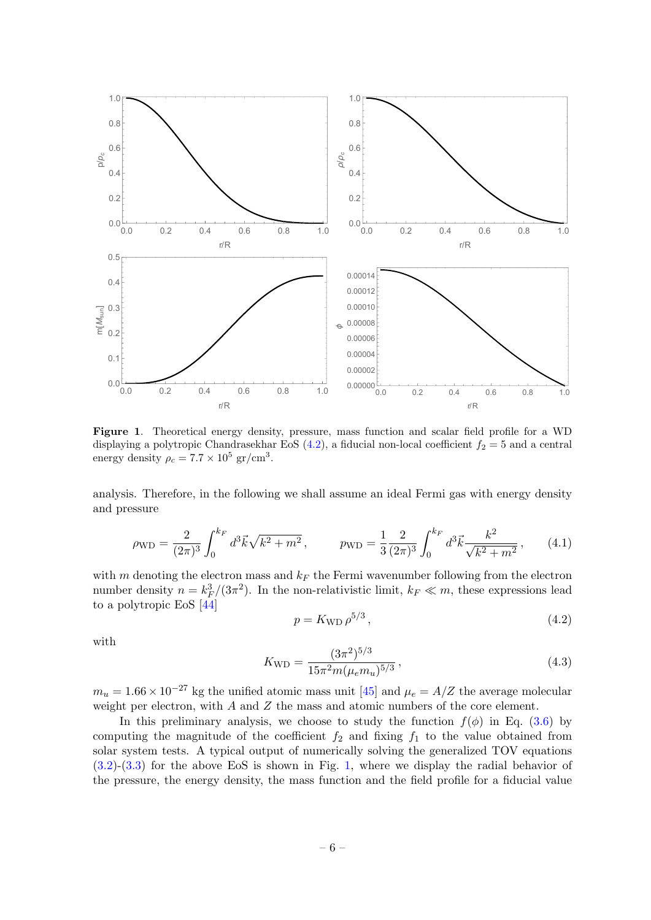**Figure 1**. Theoretical energy density, pressure, mass function and scalar field profile for a WD displaying a polytropic Chandrasekhar EoS (4.2), a fiducial non-local coefficient $f_2 = 5$ and a central energy density $\rho_c = 7.7 \times 10^5$ gr/cm$^3$.

analysis. Therefore, in the following we shall assume an ideal Fermi gas with energy density and pressure

$$\rho_{\rm WD} = \frac{2}{(2\pi)^3}\int_0^{k_F} d^3\vec{k}\sqrt{k^2+m^2}\,, \qquad p_{\rm WD} = \frac{1}{3}\frac{2}{(2\pi)^3}\int_0^{k_F} d^3\vec{k}\frac{k^2}{\sqrt{k^2+m^2}}\,, \tag{4.1}$$

with $m$ denoting the electron mass and $k_F$ the Fermi wavenumber following from the electron number density $n = k_F^3/(3\pi^2)$. In the non-relativistic limit, $k_F \ll m$, these expressions lead to a polytropic EoS [44]

$$p = K_{\rm WD}\,\rho^{5/3}\,, \tag{4.2}$$

with

$$K_{\rm WD} = \frac{(3\pi^2)^{5/3}}{15\pi^2 m(\mu_e m_u)^{5/3}}\,, \tag{4.3}$$

$m_u = 1.66 \times 10^{-27}$ kg the unified atomic mass unit [45] and $\mu_e = A/Z$ the average molecular weight per electron, with $A$ and $Z$ the mass and atomic numbers of the core element.

In this preliminary analysis, we choose to study the function $f(\phi)$ in Eq. (3.6) by computing the magnitude of the coefficient $f_2$ and fixing $f_1$ to the value obtained from solar system tests. A typical output of numerically solving the generalized TOV equations (3.2)-(3.3) for the above EoS is shown in Fig. 1, where we display the radial behavior of the pressure, the energy density, the mass function and the field profile for a fiducial value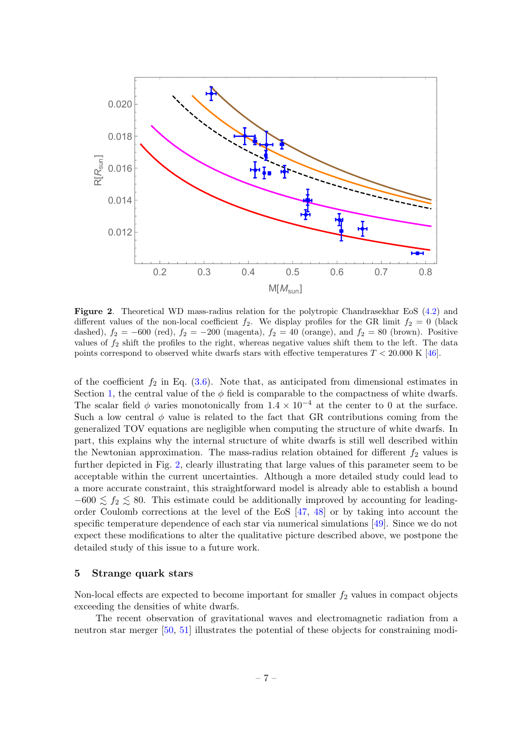**Figure 2**. Theoretical WD mass-radius relation for the polytropic Chandrasekhar EoS (4.2) and different values of the non-local coefficient $f_2$. We display profiles for the GR limit $f_2 = 0$ (black dashed), $f_2 = -600$ (red), $f_2 = -200$ (magenta), $f_2 = 40$ (orange), and $f_2 = 80$ (brown). Positive values of $f_2$ shift the profiles to the right, whereas negative values shift them to the left. The data points correspond to observed white dwarfs stars with effective temperatures $T < 20.000$ K [46].

of the coefficient $f_2$ in Eq. (3.6). Note that, as anticipated from dimensional estimates in Section 1, the central value of the $\phi$ field is comparable to the compactness of white dwarfs. The scalar field $\phi$ varies monotonically from $1.4 \times 10^{-4}$ at the center to 0 at the surface. Such a low central $\phi$ value is related to the fact that GR contributions coming from the generalized TOV equations are negligible when computing the structure of white dwarfs. In part, this explains why the internal structure of white dwarfs is still well described within the Newtonian approximation. The mass-radius relation obtained for different $f_2$ values is further depicted in Fig. 2, clearly illustrating that large values of this parameter seem to be acceptable within the current uncertainties. Although a more detailed study could lead to a more accurate constraint, this straightforward model is already able to establish a bound $-600 \lesssim f_2 \lesssim 80$. This estimate could be additionally improved by accounting for leading-order Coulomb corrections at the level of the EoS [47, 48] or by taking into account the specific temperature dependence of each star via numerical simulations [49]. Since we do not expect these modifications to alter the qualitative picture described above, we postpone the detailed study of this issue to a future work.

## 5 Strange quark stars

Non-local effects are expected to become important for smaller $f_2$ values in compact objects exceeding the densities of white dwarfs.

The recent observation of gravitational waves and electromagnetic radiation from a neutron star merger [50, 51] illustrates the potential of these objects for constraining modi-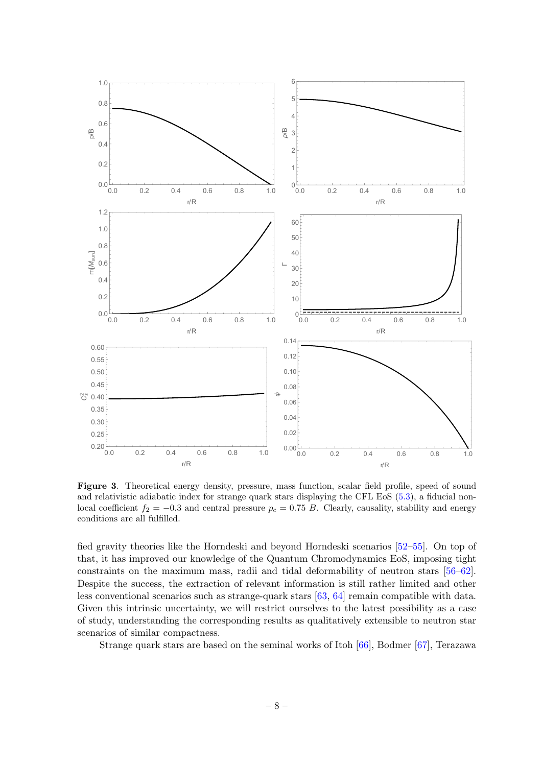**Figure 3**. Theoretical energy density, pressure, mass function, scalar field profile, speed of sound and relativistic adiabatic index for strange quark stars displaying the CFL EoS (5.3), a fiducial non-local coefficient $f_2 = -0.3$ and central pressure $p_c = 0.75\ B$. Clearly, causality, stability and energy conditions are all fulfilled.

fied gravity theories like the Horndeski and beyond Horndeski scenarios [52–55]. On top of that, it has improved our knowledge of the Quantum Chromodynamics EoS, imposing tight constraints on the maximum mass, radii and tidal deformability of neutron stars [56–62]. Despite the success, the extraction of relevant information is still rather limited and other less conventional scenarios such as strange-quark stars [63, 64] remain compatible with data. Given this intrinsic uncertainty, we will restrict ourselves to the latest possibility as a case of study, understanding the corresponding results as qualitatively extensible to neutron star scenarios of similar compactness.

Strange quark stars are based on the seminal works of Itoh [66], Bodmer [67], Terazawa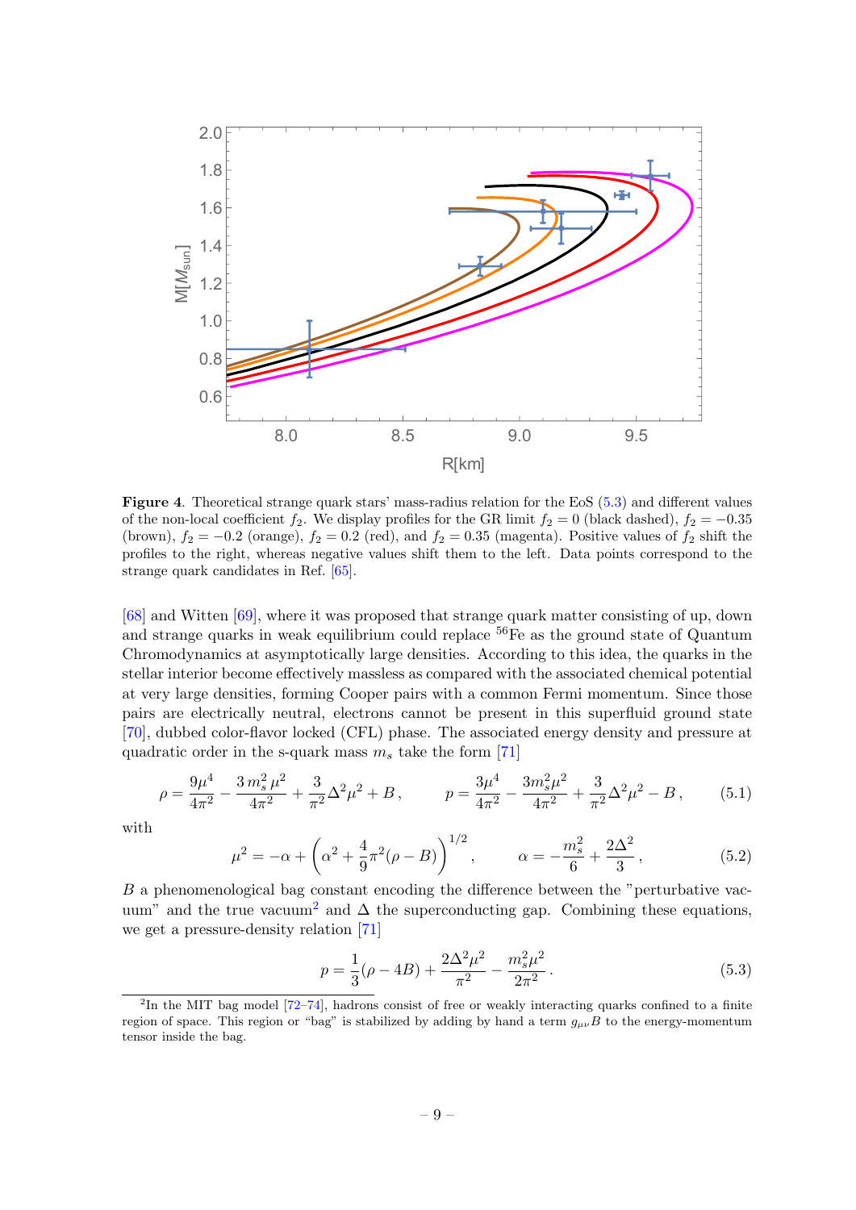**Figure 4**. Theoretical strange quark stars' mass-radius relation for the EoS (5.3) and different values of the non-local coefficient $f_2$. We display profiles for the GR limit $f_2 = 0$ (black dashed), $f_2 = -0.35$ (brown), $f_2 = -0.2$ (orange), $f_2 = 0.2$ (red), and $f_2 = 0.35$ (magenta). Positive values of $f_2$ shift the profiles to the right, whereas negative values shift them to the left. Data points correspond to the strange quark candidates in Ref. [65].

[68] and Witten [69], where it was proposed that strange quark matter consisting of up, down and strange quarks in weak equilibrium could replace $^{56}$Fe as the ground state of Quantum Chromodynamics at asymptotically large densities. According to this idea, the quarks in the stellar interior become effectively massless as compared with the associated chemical potential at very large densities, forming Cooper pairs with a common Fermi momentum. Since those pairs are electrically neutral, electrons cannot be present in this superfluid ground state [70], dubbed color-flavor locked (CFL) phase. The associated energy density and pressure at quadratic order in the s-quark mass $m_s$ take the form [71]

$$\rho = \frac{9\mu^4}{4\pi^2} - \frac{3\,m_s^2\,\mu^2}{4\pi^2} + \frac{3}{\pi^2}\Delta^2\mu^2 + B\,, \qquad p = \frac{3\mu^4}{4\pi^2} - \frac{3m_s^2\mu^2}{4\pi^2} + \frac{3}{\pi^2}\Delta^2\mu^2 - B\,, \tag{5.1}$$

with

$$\mu^2 = -\alpha + \left(\alpha^2 + \frac{4}{9}\pi^2(\rho - B)\right)^{1/2}, \qquad \alpha = -\frac{m_s^2}{6} + \frac{2\Delta^2}{3}\,, \tag{5.2}$$

$B$ a phenomenological bag constant encoding the difference between the "perturbative vacuum" and the true vacuum[2] and $\Delta$ the superconducting gap. Combining these equations, we get a pressure-density relation [71]

$$p = \frac{1}{3}(\rho - 4B) + \frac{2\Delta^2\mu^2}{\pi^2} - \frac{m_s^2\mu^2}{2\pi^2}\,. \tag{5.3}$$

[2] In the MIT bag model [72–74], hadrons consist of free or weakly interacting quarks confined to a finite region of space. This region or "bag" is stabilized by adding by hand a term $g_{\mu\nu}B$ to the energy-momentum tensor inside the bag.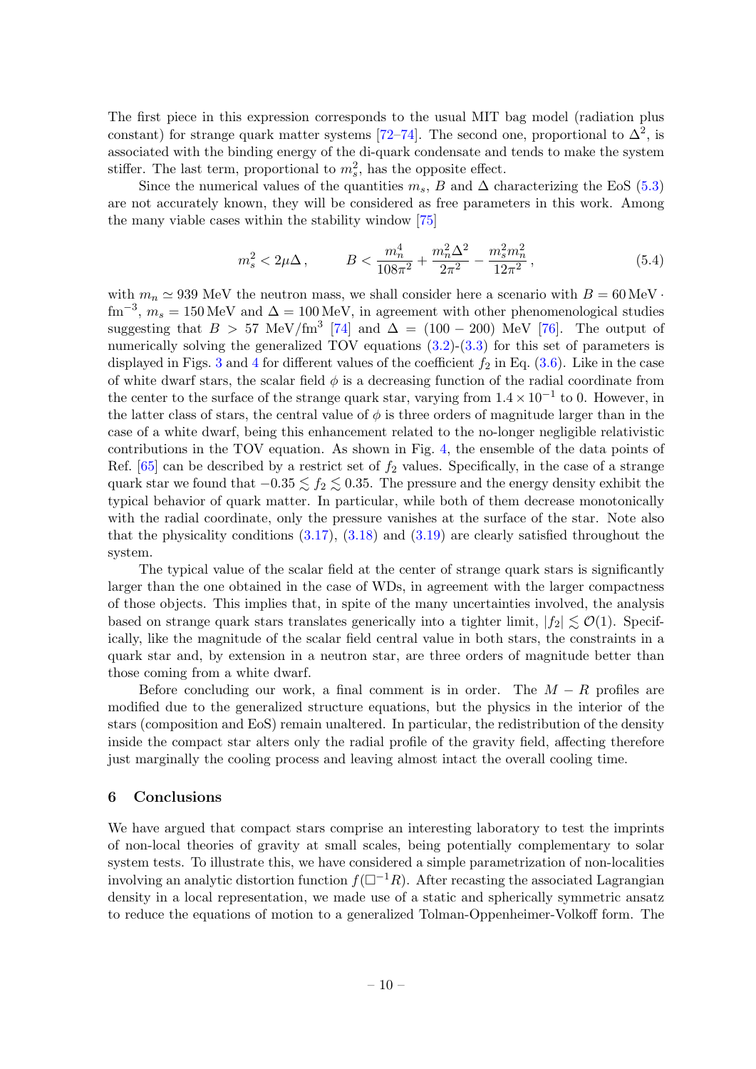The first piece in this expression corresponds to the usual MIT bag model (radiation plus constant) for strange quark matter systems [72–74]. The second one, proportional to $\Delta^2$, is associated with the binding energy of the di-quark condensate and tends to make the system stiffer. The last term, proportional to $m_s^2$, has the opposite effect.

Since the numerical values of the quantities $m_s$, $B$ and $\Delta$ characterizing the EoS (5.3) are not accurately known, they will be considered as free parameters in this work. Among the many viable cases within the stability window [75]

$$m_s^2 < 2\mu\Delta\,, \qquad B < \frac{m_n^4}{108\pi^2} + \frac{m_n^2\Delta^2}{2\pi^2} - \frac{m_s^2 m_n^2}{12\pi^2}\,, \tag{5.4}$$

with $m_n \simeq 939$ MeV the neutron mass, we shall consider here a scenario with $B = 60\,\text{MeV}\cdot\text{fm}^{-3}$, $m_s = 150\,\text{MeV}$ and $\Delta = 100\,\text{MeV}$, in agreement with other phenomenological studies suggesting that $B > 57$ MeV/fm$^3$ [74] and $\Delta = (100 - 200)$ MeV [76]. The output of numerically solving the generalized TOV equations (3.2)-(3.3) for this set of parameters is displayed in Figs. 3 and 4 for different values of the coefficient $f_2$ in Eq. (3.6). Like in the case of white dwarf stars, the scalar field $\phi$ is a decreasing function of the radial coordinate from the center to the surface of the strange quark star, varying from $1.4 \times 10^{-1}$ to 0. However, in the latter class of stars, the central value of $\phi$ is three orders of magnitude larger than in the case of a white dwarf, being this enhancement related to the no-longer negligible relativistic contributions in the TOV equation. As shown in Fig. 4, the ensemble of the data points of Ref. [65] can be described by a restrict set of $f_2$ values. Specifically, in the case of a strange quark star we found that $-0.35 \lesssim f_2 \lesssim 0.35$. The pressure and the energy density exhibit the typical behavior of quark matter. In particular, while both of them decrease monotonically with the radial coordinate, only the pressure vanishes at the surface of the star. Note also that the physicality conditions (3.17), (3.18) and (3.19) are clearly satisfied throughout the system.

The typical value of the scalar field at the center of strange quark stars is significantly larger than the one obtained in the case of WDs, in agreement with the larger compactness of those objects. This implies that, in spite of the many uncertainties involved, the analysis based on strange quark stars translates generically into a tighter limit, $|f_2| \lesssim \mathcal{O}(1)$. Specifically, like the magnitude of the scalar field central value in both stars, the constraints in a quark star and, by extension in a neutron star, are three orders of magnitude better than those coming from a white dwarf.

Before concluding our work, a final comment is in order. The $M - R$ profiles are modified due to the generalized structure equations, but the physics in the interior of the stars (composition and EoS) remain unaltered. In particular, the redistribution of the density inside the compact star alters only the radial profile of the gravity field, affecting therefore just marginally the cooling process and leaving almost intact the overall cooling time.

## 6 Conclusions

We have argued that compact stars comprise an interesting laboratory to test the imprints of non-local theories of gravity at small scales, being potentially complementary to solar system tests. To illustrate this, we have considered a simple parametrization of non-localities involving an analytic distortion function $f(\Box^{-1}R)$. After recasting the associated Lagrangian density in a local representation, we made use of a static and spherically symmetric ansatz to reduce the equations of motion to a generalized Tolman-Oppenheimer-Volkoff form. The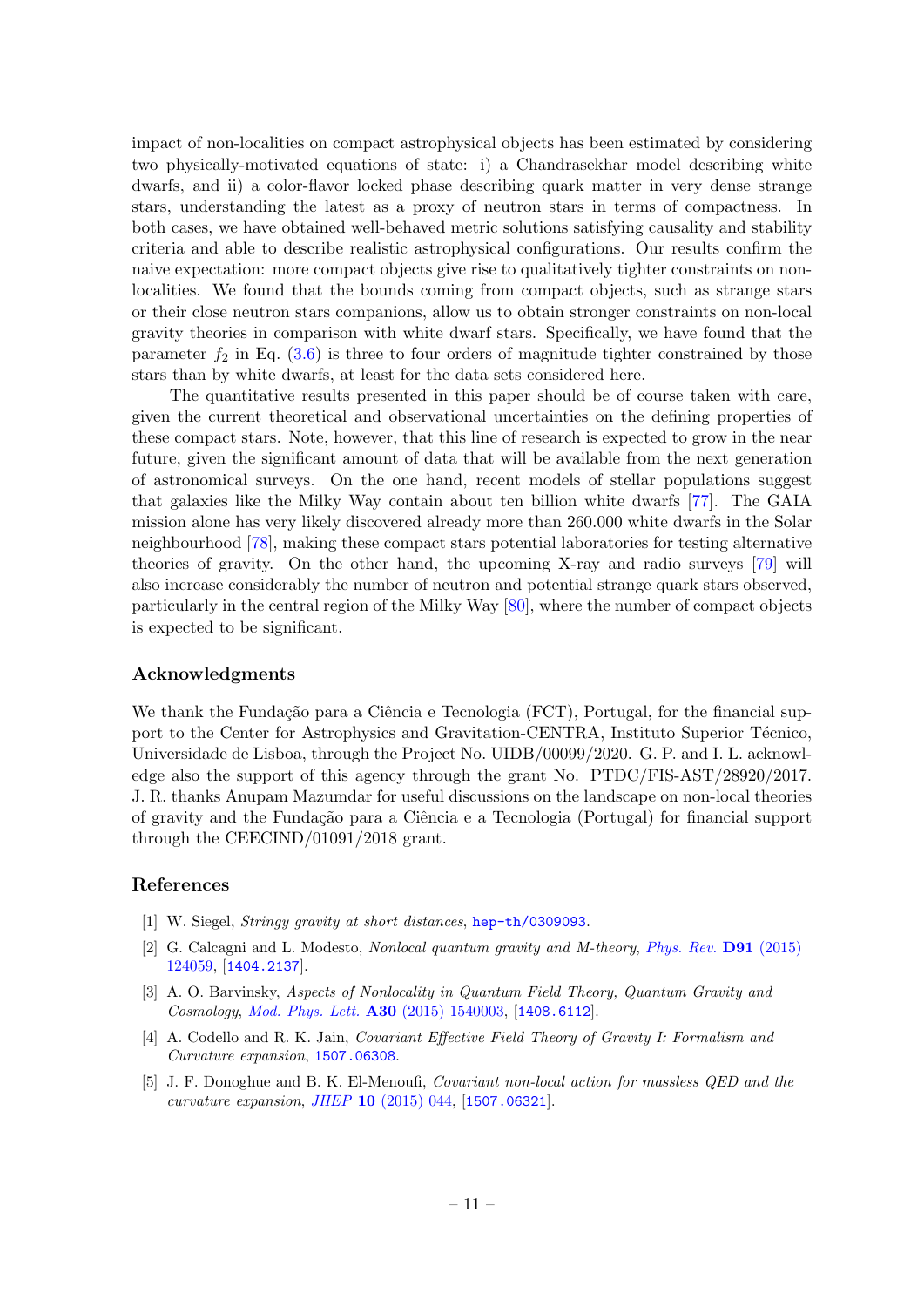impact of non-localities on compact astrophysical objects has been estimated by considering two physically-motivated equations of state: i) a Chandrasekhar model describing white dwarfs, and ii) a color-flavor locked phase describing quark matter in very dense strange stars, understanding the latest as a proxy of neutron stars in terms of compactness. In both cases, we have obtained well-behaved metric solutions satisfying causality and stability criteria and able to describe realistic astrophysical configurations. Our results confirm the naive expectation: more compact objects give rise to qualitatively tighter constraints on non-localities. We found that the bounds coming from compact objects, such as strange stars or their close neutron stars companions, allow us to obtain stronger constraints on non-local gravity theories in comparison with white dwarf stars. Specifically, we have found that the parameter $f_2$ in Eq. (3.6) is three to four orders of magnitude tighter constrained by those stars than by white dwarfs, at least for the data sets considered here.

The quantitative results presented in this paper should be of course taken with care, given the current theoretical and observational uncertainties on the defining properties of these compact stars. Note, however, that this line of research is expected to grow in the near future, given the significant amount of data that will be available from the next generation of astronomical surveys. On the one hand, recent models of stellar populations suggest that galaxies like the Milky Way contain about ten billion white dwarfs [77]. The GAIA mission alone has very likely discovered already more than 260.000 white dwarfs in the Solar neighbourhood [78], making these compact stars potential laboratories for testing alternative theories of gravity. On the other hand, the upcoming X-ray and radio surveys [79] will also increase considerably the number of neutron and potential strange quark stars observed, particularly in the central region of the Milky Way [80], where the number of compact objects is expected to be significant.

## Acknowledgments

We thank the Fundação para a Ciência e Tecnologia (FCT), Portugal, for the financial support to the Center for Astrophysics and Gravitation-CENTRA, Instituto Superior Técnico, Universidade de Lisboa, through the Project No. UIDB/00099/2020. G. P. and I. L. acknowledge also the support of this agency through the grant No. PTDC/FIS-AST/28920/2017. J. R. thanks Anupam Mazumdar for useful discussions on the landscape on non-local theories of gravity and the Fundação para a Ciência e a Tecnologia (Portugal) for financial support through the CEECIND/01091/2018 grant.

## References

[1] W. Siegel, *Stringy gravity at short distances*, hep-th/0309093.

[2] G. Calcagni and L. Modesto, *Nonlocal quantum gravity and M-theory*, *Phys. Rev.* **D91** (2015) 124059, [1404.2137].

[3] A. O. Barvinsky, *Aspects of Nonlocality in Quantum Field Theory, Quantum Gravity and Cosmology*, *Mod. Phys. Lett.* **A30** (2015) 1540003, [1408.6112].

[4] A. Codello and R. K. Jain, *Covariant Effective Field Theory of Gravity I: Formalism and Curvature expansion*, 1507.06308.

[5] J. F. Donoghue and B. K. El-Menoufi, *Covariant non-local action for massless QED and the curvature expansion*, *JHEP* **10** (2015) 044, [1507.06321].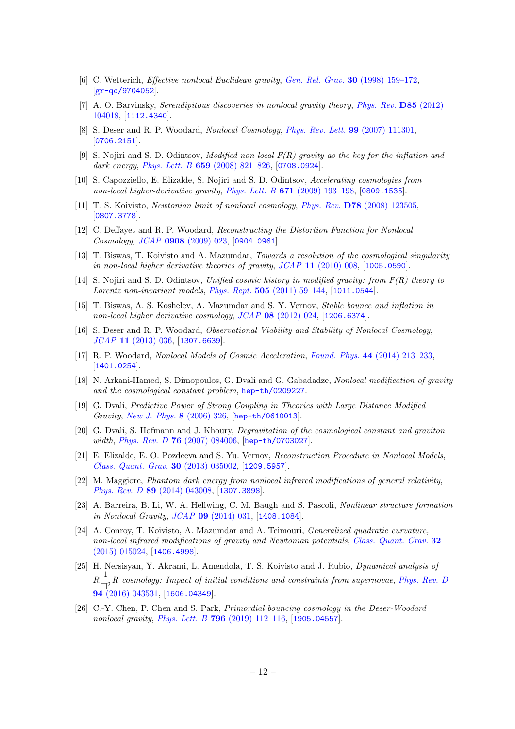[6] C. Wetterich, *Effective nonlocal Euclidean gravity*, *Gen. Rel. Grav.* **30** (1998) 159–172, [gr-qc/9704052].

[7] A. O. Barvinsky, *Serendipitous discoveries in nonlocal gravity theory*, *Phys. Rev.* **D85** (2012) 104018, [1112.4340].

[8] S. Deser and R. P. Woodard, *Nonlocal Cosmology*, *Phys. Rev. Lett.* **99** (2007) 111301, [0706.2151].

[9] S. Nojiri and S. D. Odintsov, *Modified non-local-F(R) gravity as the key for the inflation and dark energy*, *Phys. Lett. B* **659** (2008) 821–826, [0708.0924].

[10] S. Capozziello, E. Elizalde, S. Nojiri and S. D. Odintsov, *Accelerating cosmologies from non-local higher-derivative gravity*, *Phys. Lett. B* **671** (2009) 193–198, [0809.1535].

[11] T. S. Koivisto, *Newtonian limit of nonlocal cosmology*, *Phys. Rev.* **D78** (2008) 123505, [0807.3778].

[12] C. Deffayet and R. P. Woodard, *Reconstructing the Distortion Function for Nonlocal Cosmology*, *JCAP* **0908** (2009) 023, [0904.0961].

[13] T. Biswas, T. Koivisto and A. Mazumdar, *Towards a resolution of the cosmological singularity in non-local higher derivative theories of gravity*, *JCAP* **11** (2010) 008, [1005.0590].

[14] S. Nojiri and S. D. Odintsov, *Unified cosmic history in modified gravity: from F(R) theory to Lorentz non-invariant models*, *Phys. Rept.* **505** (2011) 59–144, [1011.0544].

[15] T. Biswas, A. S. Koshelev, A. Mazumdar and S. Y. Vernov, *Stable bounce and inflation in non-local higher derivative cosmology*, *JCAP* **08** (2012) 024, [1206.6374].

[16] S. Deser and R. P. Woodard, *Observational Viability and Stability of Nonlocal Cosmology*, *JCAP* **11** (2013) 036, [1307.6639].

[17] R. P. Woodard, *Nonlocal Models of Cosmic Acceleration*, *Found. Phys.* **44** (2014) 213–233, [1401.0254].

[18] N. Arkani-Hamed, S. Dimopoulos, G. Dvali and G. Gabadadze, *Nonlocal modification of gravity and the cosmological constant problem*, hep-th/0209227.

[19] G. Dvali, *Predictive Power of Strong Coupling in Theories with Large Distance Modified Gravity*, *New J. Phys.* **8** (2006) 326, [hep-th/0610013].

[20] G. Dvali, S. Hofmann and J. Khoury, *Degravitation of the cosmological constant and graviton width*, *Phys. Rev. D* **76** (2007) 084006, [hep-th/0703027].

[21] E. Elizalde, E. O. Pozdeeva and S. Yu. Vernov, *Reconstruction Procedure in Nonlocal Models*, *Class. Quant. Grav.* **30** (2013) 035002, [1209.5957].

[22] M. Maggiore, *Phantom dark energy from nonlocal infrared modifications of general relativity*, *Phys. Rev. D* **89** (2014) 043008, [1307.3898].

[23] A. Barreira, B. Li, W. A. Hellwing, C. M. Baugh and S. Pascoli, *Nonlinear structure formation in Nonlocal Gravity*, *JCAP* **09** (2014) 031, [1408.1084].

[24] A. Conroy, T. Koivisto, A. Mazumdar and A. Teimouri, *Generalized quadratic curvature, non-local infrared modifications of gravity and Newtonian potentials*, *Class. Quant. Grav.* **32** (2015) 015024, [1406.4998].

[25] H. Nersisyan, Y. Akrami, L. Amendola, T. S. Koivisto and J. Rubio, *Dynamical analysis of* $R\frac{1}{\Box^2}R$ *cosmology: Impact of initial conditions and constraints from supernovae*, *Phys. Rev. D* **94** (2016) 043531, [1606.04349].

[26] C.-Y. Chen, P. Chen and S. Park, *Primordial bouncing cosmology in the Deser-Woodard nonlocal gravity*, *Phys. Lett. B* **796** (2019) 112–116, [1905.04557].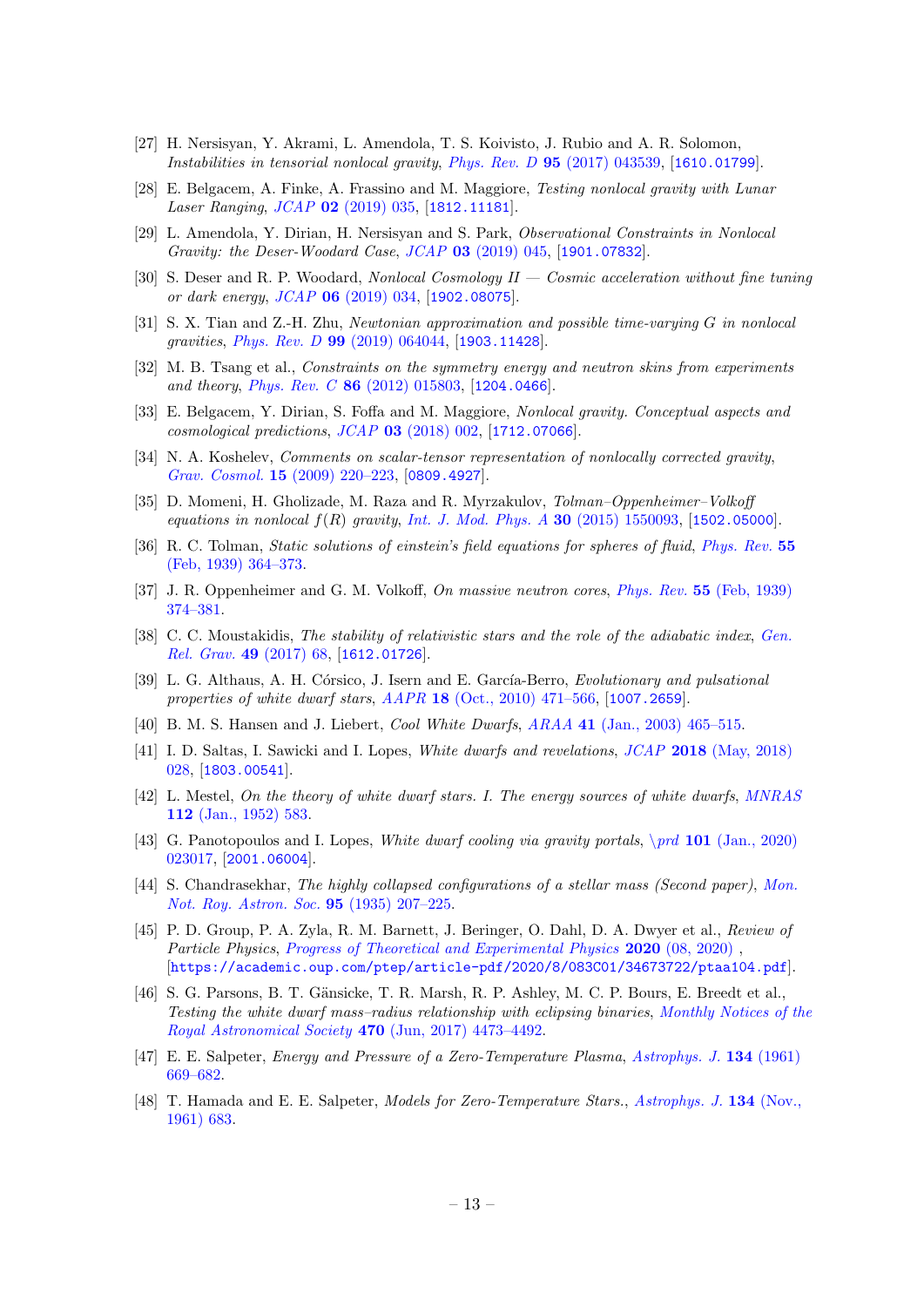[27] H. Nersisyan, Y. Akrami, L. Amendola, T. S. Koivisto, J. Rubio and A. R. Solomon, *Instabilities in tensorial nonlocal gravity*, *Phys. Rev. D* **95** (2017) 043539, [1610.01799].

[28] E. Belgacem, A. Finke, A. Frassino and M. Maggiore, *Testing nonlocal gravity with Lunar Laser Ranging*, *JCAP* **02** (2019) 035, [1812.11181].

[29] L. Amendola, Y. Dirian, H. Nersisyan and S. Park, *Observational Constraints in Nonlocal Gravity: the Deser-Woodard Case*, *JCAP* **03** (2019) 045, [1901.07832].

[30] S. Deser and R. P. Woodard, *Nonlocal Cosmology II — Cosmic acceleration without fine tuning or dark energy*, *JCAP* **06** (2019) 034, [1902.08075].

[31] S. X. Tian and Z.-H. Zhu, *Newtonian approximation and possible time-varying G in nonlocal gravities*, *Phys. Rev. D* **99** (2019) 064044, [1903.11428].

[32] M. B. Tsang et al., *Constraints on the symmetry energy and neutron skins from experiments and theory*, *Phys. Rev. C* **86** (2012) 015803, [1204.0466].

[33] E. Belgacem, Y. Dirian, S. Foffa and M. Maggiore, *Nonlocal gravity. Conceptual aspects and cosmological predictions*, *JCAP* **03** (2018) 002, [1712.07066].

[34] N. A. Koshelev, *Comments on scalar-tensor representation of nonlocally corrected gravity*, *Grav. Cosmol.* **15** (2009) 220–223, [0809.4927].

[35] D. Momeni, H. Gholizade, M. Raza and R. Myrzakulov, *Tolman–Oppenheimer–Volkoff equations in nonlocal $f(R)$ gravity*, *Int. J. Mod. Phys. A* **30** (2015) 1550093, [1502.05000].

[36] R. C. Tolman, *Static solutions of einstein's field equations for spheres of fluid*, *Phys. Rev.* **55** (Feb, 1939) 364–373.

[37] J. R. Oppenheimer and G. M. Volkoff, *On massive neutron cores*, *Phys. Rev.* **55** (Feb, 1939) 374–381.

[38] C. C. Moustakidis, *The stability of relativistic stars and the role of the adiabatic index*, *Gen. Rel. Grav.* **49** (2017) 68, [1612.01726].

[39] L. G. Althaus, A. H. Córsico, J. Isern and E. García-Berro, *Evolutionary and pulsational properties of white dwarf stars*, *AAPR* **18** (Oct., 2010) 471–566, [1007.2659].

[40] B. M. S. Hansen and J. Liebert, *Cool White Dwarfs*, *ARAA* **41** (Jan., 2003) 465–515.

[41] I. D. Saltas, I. Sawicki and I. Lopes, *White dwarfs and revelations*, *JCAP* **2018** (May, 2018) 028, [1803.00541].

[42] L. Mestel, *On the theory of white dwarf stars. I. The energy sources of white dwarfs*, *MNRAS* **112** (Jan., 1952) 583.

[43] G. Panotopoulos and I. Lopes, *White dwarf cooling via gravity portals*, \prd **101** (Jan., 2020) 023017, [2001.06004].

[44] S. Chandrasekhar, *The highly collapsed configurations of a stellar mass (Second paper)*, *Mon. Not. Roy. Astron. Soc.* **95** (1935) 207–225.

[45] P. D. Group, P. A. Zyla, R. M. Barnett, J. Beringer, O. Dahl, D. A. Dwyer et al., *Review of Particle Physics*, *Progress of Theoretical and Experimental Physics* **2020** (08, 2020) , [https://academic.oup.com/ptep/article-pdf/2020/8/083C01/34673722/ptaa104.pdf].

[46] S. G. Parsons, B. T. Gänsicke, T. R. Marsh, R. P. Ashley, M. C. P. Bours, E. Breedt et al., *Testing the white dwarf mass–radius relationship with eclipsing binaries*, *Monthly Notices of the Royal Astronomical Society* **470** (Jun, 2017) 4473–4492.

[47] E. E. Salpeter, *Energy and Pressure of a Zero-Temperature Plasma*, *Astrophys. J.* **134** (1961) 669–682.

[48] T. Hamada and E. E. Salpeter, *Models for Zero-Temperature Stars.*, *Astrophys. J.* **134** (Nov., 1961) 683.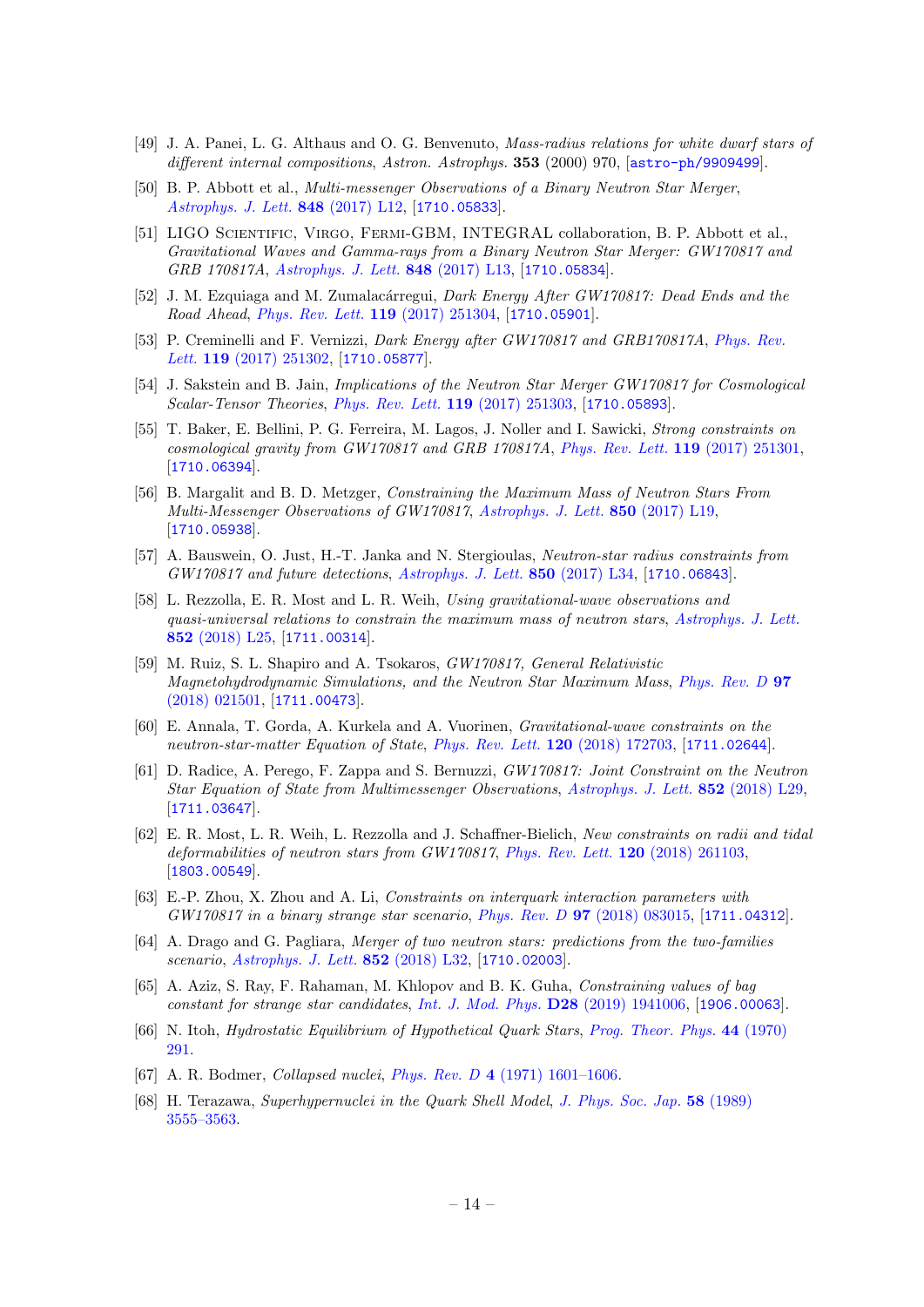[49] J. A. Panei, L. G. Althaus and O. G. Benvenuto, *Mass-radius relations for white dwarf stars of different internal compositions*, Astron. Astrophys. **353** (2000) 970, [astro-ph/9909499].

[50] B. P. Abbott et al., *Multi-messenger Observations of a Binary Neutron Star Merger*, *Astrophys. J. Lett.* **848** (2017) L12, [1710.05833].

[51] LIGO Scientific, Virgo, Fermi-GBM, INTEGRAL collaboration, B. P. Abbott et al., *Gravitational Waves and Gamma-rays from a Binary Neutron Star Merger: GW170817 and GRB 170817A*, *Astrophys. J. Lett.* **848** (2017) L13, [1710.05834].

[52] J. M. Ezquiaga and M. Zumalacárregui, *Dark Energy After GW170817: Dead Ends and the Road Ahead*, *Phys. Rev. Lett.* **119** (2017) 251304, [1710.05901].

[53] P. Creminelli and F. Vernizzi, *Dark Energy after GW170817 and GRB170817A*, *Phys. Rev. Lett.* **119** (2017) 251302, [1710.05877].

[54] J. Sakstein and B. Jain, *Implications of the Neutron Star Merger GW170817 for Cosmological Scalar-Tensor Theories*, *Phys. Rev. Lett.* **119** (2017) 251303, [1710.05893].

[55] T. Baker, E. Bellini, P. G. Ferreira, M. Lagos, J. Noller and I. Sawicki, *Strong constraints on cosmological gravity from GW170817 and GRB 170817A*, *Phys. Rev. Lett.* **119** (2017) 251301, [1710.06394].

[56] B. Margalit and B. D. Metzger, *Constraining the Maximum Mass of Neutron Stars From Multi-Messenger Observations of GW170817*, *Astrophys. J. Lett.* **850** (2017) L19, [1710.05938].

[57] A. Bauswein, O. Just, H.-T. Janka and N. Stergioulas, *Neutron-star radius constraints from GW170817 and future detections*, *Astrophys. J. Lett.* **850** (2017) L34, [1710.06843].

[58] L. Rezzolla, E. R. Most and L. R. Weih, *Using gravitational-wave observations and quasi-universal relations to constrain the maximum mass of neutron stars*, *Astrophys. J. Lett.* **852** (2018) L25, [1711.00314].

[59] M. Ruiz, S. L. Shapiro and A. Tsokaros, *GW170817, General Relativistic Magnetohydrodynamic Simulations, and the Neutron Star Maximum Mass*, *Phys. Rev. D* **97** (2018) 021501, [1711.00473].

[60] E. Annala, T. Gorda, A. Kurkela and A. Vuorinen, *Gravitational-wave constraints on the neutron-star-matter Equation of State*, *Phys. Rev. Lett.* **120** (2018) 172703, [1711.02644].

[61] D. Radice, A. Perego, F. Zappa and S. Bernuzzi, *GW170817: Joint Constraint on the Neutron Star Equation of State from Multimessenger Observations*, *Astrophys. J. Lett.* **852** (2018) L29, [1711.03647].

[62] E. R. Most, L. R. Weih, L. Rezzolla and J. Schaffner-Bielich, *New constraints on radii and tidal deformabilities of neutron stars from GW170817*, *Phys. Rev. Lett.* **120** (2018) 261103, [1803.00549].

[63] E.-P. Zhou, X. Zhou and A. Li, *Constraints on interquark interaction parameters with GW170817 in a binary strange star scenario*, *Phys. Rev. D* **97** (2018) 083015, [1711.04312].

[64] A. Drago and G. Pagliara, *Merger of two neutron stars: predictions from the two-families scenario*, *Astrophys. J. Lett.* **852** (2018) L32, [1710.02003].

[65] A. Aziz, S. Ray, F. Rahaman, M. Khlopov and B. K. Guha, *Constraining values of bag constant for strange star candidates*, *Int. J. Mod. Phys.* **D28** (2019) 1941006, [1906.00063].

[66] N. Itoh, *Hydrostatic Equilibrium of Hypothetical Quark Stars*, *Prog. Theor. Phys.* **44** (1970) 291.

[67] A. R. Bodmer, *Collapsed nuclei*, *Phys. Rev. D* **4** (1971) 1601–1606.

[68] H. Terazawa, *Superhypernuclei in the Quark Shell Model*, *J. Phys. Soc. Jap.* **58** (1989) 3555–3563.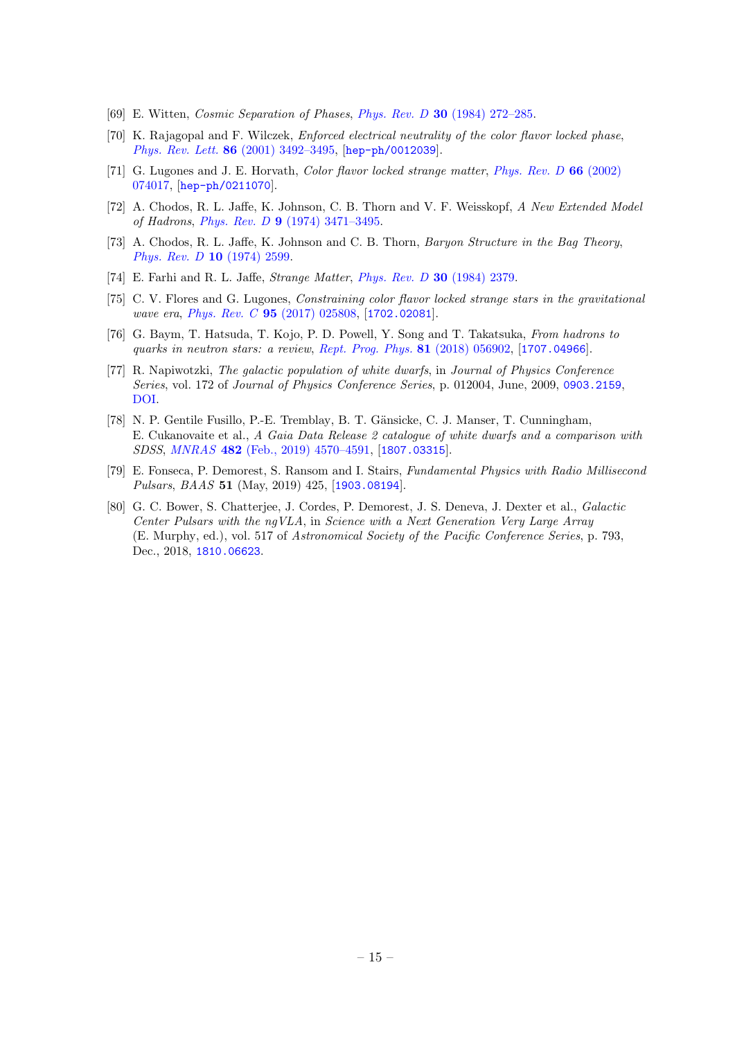[69] E. Witten, *Cosmic Separation of Phases*, *Phys. Rev. D* **30** (1984) 272–285.

[70] K. Rajagopal and F. Wilczek, *Enforced electrical neutrality of the color flavor locked phase*, *Phys. Rev. Lett.* **86** (2001) 3492–3495, [hep-ph/0012039].

[71] G. Lugones and J. E. Horvath, *Color flavor locked strange matter*, *Phys. Rev. D* **66** (2002) 074017, [hep-ph/0211070].

[72] A. Chodos, R. L. Jaffe, K. Johnson, C. B. Thorn and V. F. Weisskopf, *A New Extended Model of Hadrons*, *Phys. Rev. D* **9** (1974) 3471–3495.

[73] A. Chodos, R. L. Jaffe, K. Johnson and C. B. Thorn, *Baryon Structure in the Bag Theory*, *Phys. Rev. D* **10** (1974) 2599.

[74] E. Farhi and R. L. Jaffe, *Strange Matter*, *Phys. Rev. D* **30** (1984) 2379.

[75] C. V. Flores and G. Lugones, *Constraining color flavor locked strange stars in the gravitational wave era*, *Phys. Rev. C* **95** (2017) 025808, [1702.02081].

[76] G. Baym, T. Hatsuda, T. Kojo, P. D. Powell, Y. Song and T. Takatsuka, *From hadrons to quarks in neutron stars: a review*, *Rept. Prog. Phys.* **81** (2018) 056902, [1707.04966].

[77] R. Napiwotzki, *The galactic population of white dwarfs*, in *Journal of Physics Conference Series*, vol. 172 of *Journal of Physics Conference Series*, p. 012004, June, 2009, 0903.2159, DOI.

[78] N. P. Gentile Fusillo, P.-E. Tremblay, B. T. Gänsicke, C. J. Manser, T. Cunningham, E. Cukanovaite et al., *A Gaia Data Release 2 catalogue of white dwarfs and a comparison with SDSS*, *MNRAS* **482** (Feb., 2019) 4570–4591, [1807.03315].

[79] E. Fonseca, P. Demorest, S. Ransom and I. Stairs, *Fundamental Physics with Radio Millisecond Pulsars*, *BAAS* **51** (May, 2019) 425, [1903.08194].

[80] G. C. Bower, S. Chatterjee, J. Cordes, P. Demorest, J. S. Deneva, J. Dexter et al., *Galactic Center Pulsars with the ngVLA*, in *Science with a Next Generation Very Large Array* (E. Murphy, ed.), vol. 517 of *Astronomical Society of the Pacific Conference Series*, p. 793, Dec., 2018, 1810.06623.